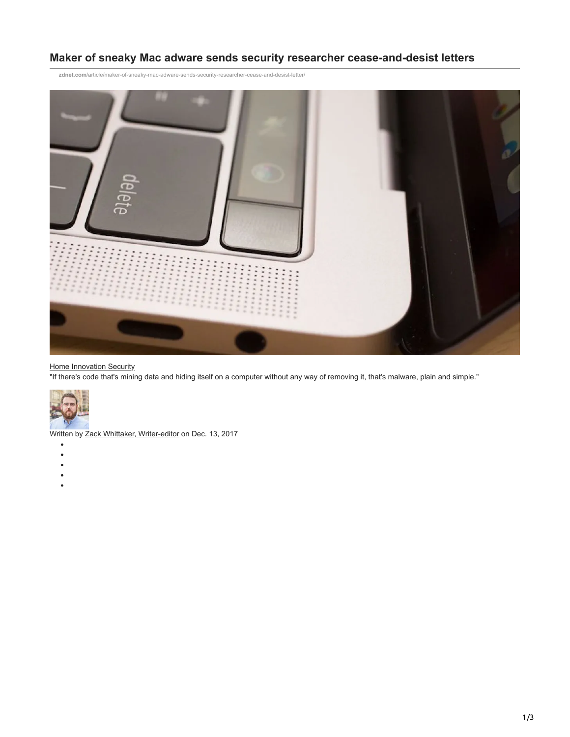# Maker of sneaky Mac adware sends security researcher cease-and-desist letters

zdnet.com/article/maker-of-sneaky-mac-adware-sends-security-researcher-cease-and-desist-letter/

Home Innovation Security

"If there's code that's mining data and hiding itself on a computer without any way of removing it, that's malware, plain and simple."

Written by Zack Whittaker, Writer-editor on Dec. 13, 2017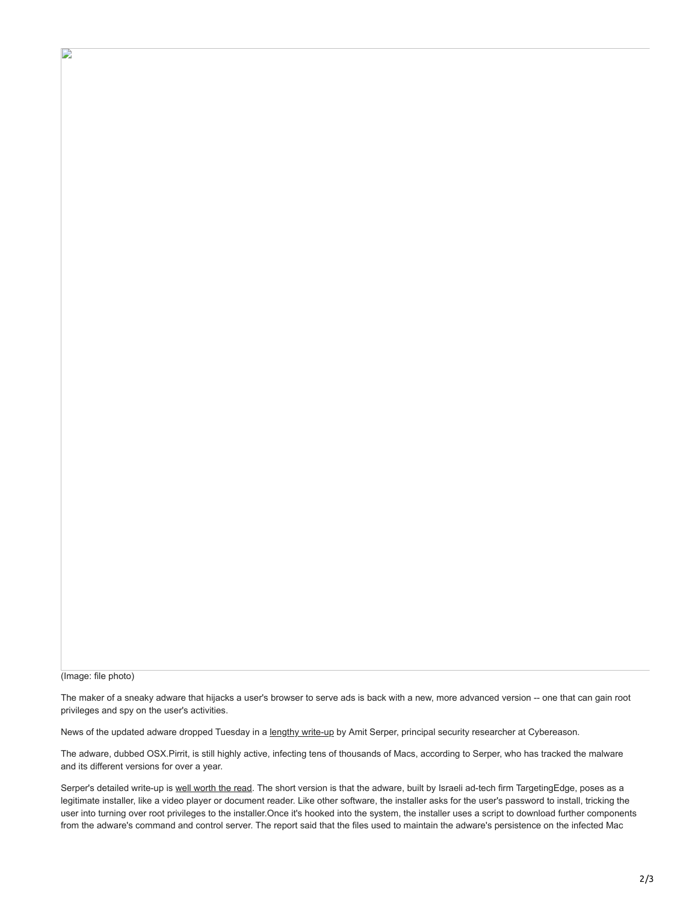(Image: file photo)

The maker of a sneaky adware that hijacks a user's browser to serve ads is back with a new, more advanced version -- one that can gain root privileges and spy on the user's activities.

News of the updated adware dropped Tuesday in a lengthy write-up by Amit Serper, principal security researcher at Cybereason.

The adware, dubbed OSX.Pirrit, is still highly active, infecting tens of thousands of Macs, according to Serper, who has tracked the malware and its different versions for over a year.

Serper's detailed write-up is well worth the read. The short version is that the adware, built by Israeli ad-tech firm TargetingEdge, poses as a legitimate installer, like a video player or document reader. Like other software, the installer asks for the user's password to install, tricking the user into turning over root privileges to the installer.Once it's hooked into the system, the installer uses a script to download further components from the adware's command and control server. The report said that the files used to maintain the adware's persistence on the infected Mac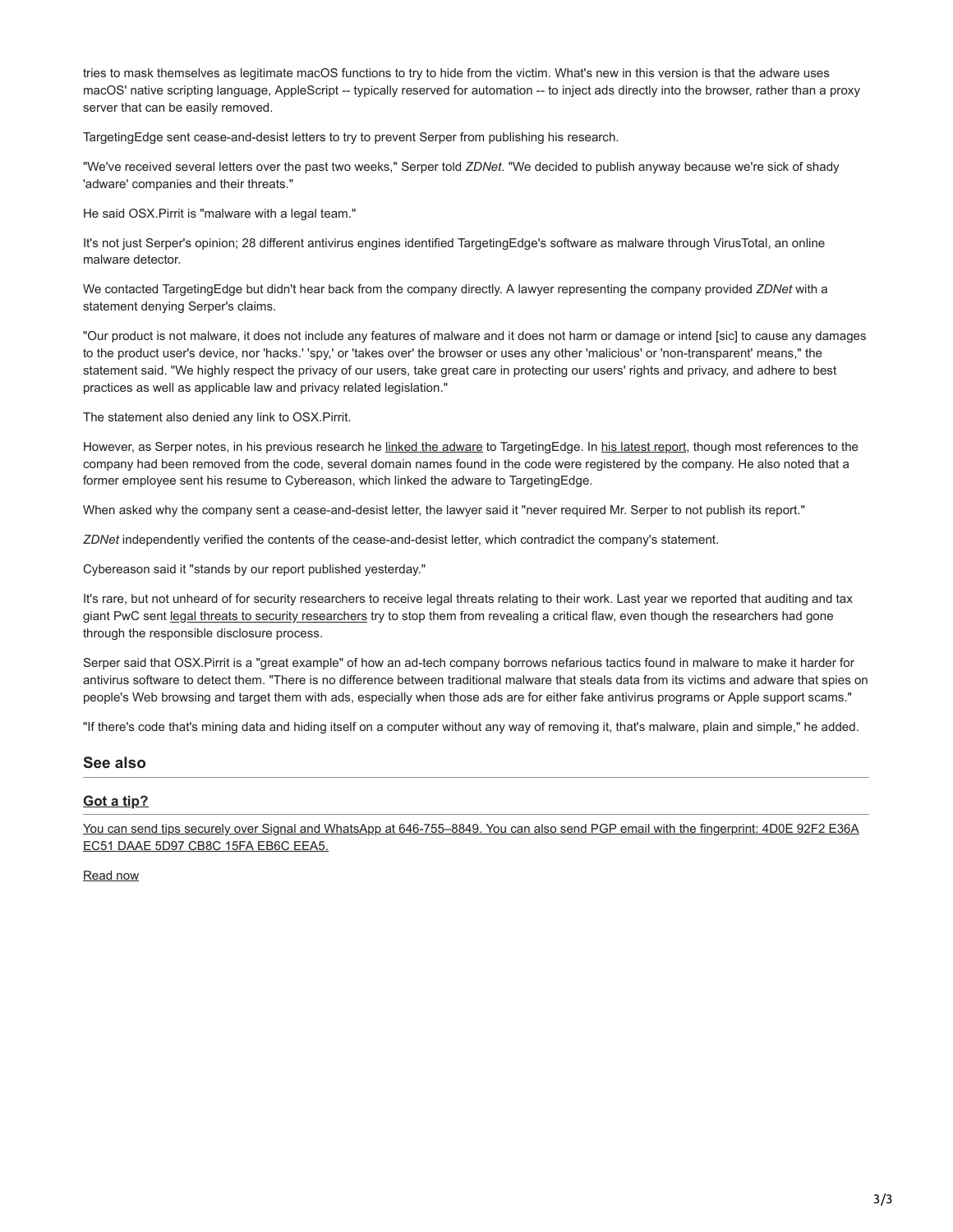tries to mask themselves as legitimate macOS functions to try to hide from the victim. What's new in this version is that the adware uses macOS' native scripting language, AppleScript -- typically reserved for automation -- to inject ads directly into the browser, rather than a proxy server that can be easily removed.

TargetingEdge sent cease-and-desist letters to try to prevent Serper from publishing his research.

"We've received several letters over the past two weeks," Serper told *ZDNet*. "We decided to publish anyway because we're sick of shady 'adware' companies and their threats."

He said OSX.Pirrit is "malware with a legal team."

It's not just Serper's opinion; 28 different antivirus engines identified TargetingEdge's software as malware through VirusTotal, an online malware detector.

We contacted TargetingEdge but didn't hear back from the company directly. A lawyer representing the company provided *ZDNet* with a statement denying Serper's claims.

"Our product is not malware, it does not include any features of malware and it does not harm or damage or intend [sic] to cause any damages to the product user's device, nor 'hacks.' 'spy,' or 'takes over' the browser or uses any other 'malicious' or 'non-transparent' means," the statement said. "We highly respect the privacy of our users, take great care in protecting our users' rights and privacy, and adhere to best practices as well as applicable law and privacy related legislation."

The statement also denied any link to OSX.Pirrit.

However, as Serper notes, in his previous research he linked the adware to TargetingEdge. In his latest report, though most references to the company had been removed from the code, several domain names found in the code were registered by the company. He also noted that a former employee sent his resume to Cybereason, which linked the adware to TargetingEdge.

When asked why the company sent a cease-and-desist letter, the lawyer said it "never required Mr. Serper to not publish its report."

*ZDNet* independently verified the contents of the cease-and-desist letter, which contradict the company's statement.

Cybereason said it "stands by our report published yesterday."

It's rare, but not unheard of for security researchers to receive legal threats relating to their work. Last year we reported that auditing and tax giant PwC sent legal threats to security researchers try to stop them from revealing a critical flaw, even though the researchers had gone through the responsible disclosure process.

Serper said that OSX.Pirrit is a "great example" of how an ad-tech company borrows nefarious tactics found in malware to make it harder for antivirus software to detect them. "There is no difference between traditional malware that steals data from its victims and adware that spies on people's Web browsing and target them with ads, especially when those ads are for either fake antivirus programs or Apple support scams."

"If there's code that's mining data and hiding itself on a computer without any way of removing it, that's malware, plain and simple," he added.

## See also

### Got a tip?

You can send tips securely over Signal and WhatsApp at 646-755–8849. You can also send PGP email with the fingerprint: 4D0E 92F2 E36A EC51 DAAE 5D97 CB8C 15FA EB6C EEA5.

Read now